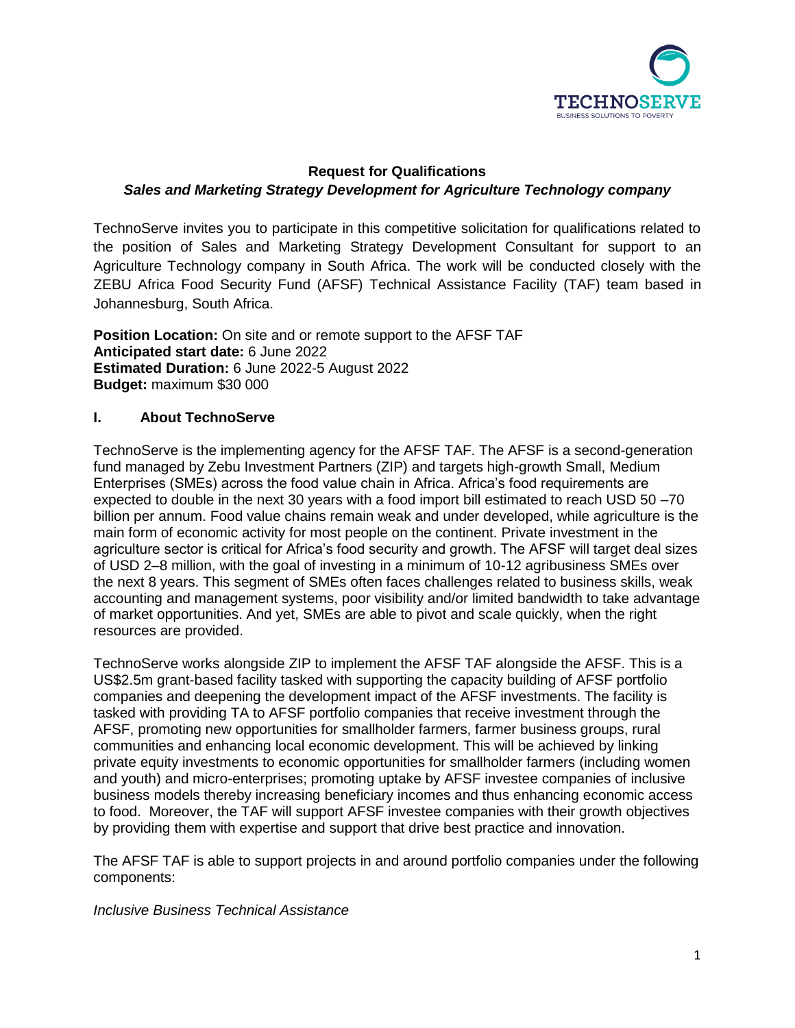## Request for Qualifications

### *Sales and Marketing Strategy Development for Agriculture Technology company*

TechnoServe invites you to participate in this competitive solicitation for qualifications related to the position of Sales and Marketing Strategy Development Consultant for support to an Agriculture Technology company in South Africa. The work will be conducted closely with the ZEBU Africa Food Security Fund (AFSF) Technical Assistance Facility (TAF) team based in Johannesburg, South Africa.

**Position Location:** On site and or remote support to the AFSF TAF
**Anticipated start date:** 6 June 2022
**Estimated Duration:** 6 June 2022-5 August 2022
**Budget:** maximum $30 000

## I. About TechnoServe

TechnoServe is the implementing agency for the AFSF TAF. The AFSF is a second-generation fund managed by Zebu Investment Partners (ZIP) and targets high-growth Small, Medium Enterprises (SMEs) across the food value chain in Africa. Africa's food requirements are expected to double in the next 30 years with a food import bill estimated to reach USD 50 –70 billion per annum. Food value chains remain weak and under developed, while agriculture is the main form of economic activity for most people on the continent. Private investment in the agriculture sector is critical for Africa's food security and growth. The AFSF will target deal sizes of USD 2–8 million, with the goal of investing in a minimum of 10-12 agribusiness SMEs over the next 8 years. This segment of SMEs often faces challenges related to business skills, weak accounting and management systems, poor visibility and/or limited bandwidth to take advantage of market opportunities. And yet, SMEs are able to pivot and scale quickly, when the right resources are provided.

TechnoServe works alongside ZIP to implement the AFSF TAF alongside the AFSF. This is a US$2.5m grant-based facility tasked with supporting the capacity building of AFSF portfolio companies and deepening the development impact of the AFSF investments. The facility is tasked with providing TA to AFSF portfolio companies that receive investment through the AFSF, promoting new opportunities for smallholder farmers, farmer business groups, rural communities and enhancing local economic development. This will be achieved by linking private equity investments to economic opportunities for smallholder farmers (including women and youth) and micro-enterprises; promoting uptake by AFSF investee companies of inclusive business models thereby increasing beneficiary incomes and thus enhancing economic access to food. Moreover, the TAF will support AFSF investee companies with their growth objectives by providing them with expertise and support that drive best practice and innovation.

The AFSF TAF is able to support projects in and around portfolio companies under the following components:

*Inclusive Business Technical Assistance*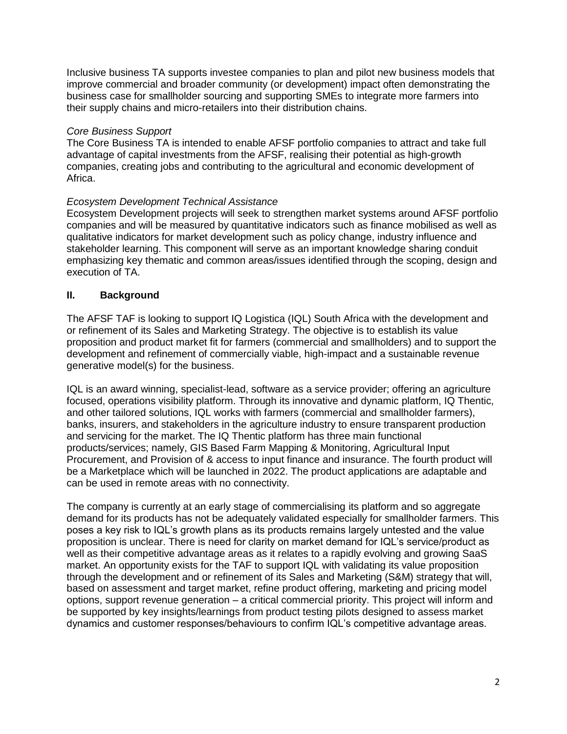Inclusive business TA supports investee companies to plan and pilot new business models that improve commercial and broader community (or development) impact often demonstrating the business case for smallholder sourcing and supporting SMEs to integrate more farmers into their supply chains and micro-retailers into their distribution chains.

*Core Business Support*

The Core Business TA is intended to enable AFSF portfolio companies to attract and take full advantage of capital investments from the AFSF, realising their potential as high-growth companies, creating jobs and contributing to the agricultural and economic development of Africa.

*Ecosystem Development Technical Assistance*

Ecosystem Development projects will seek to strengthen market systems around AFSF portfolio companies and will be measured by quantitative indicators such as finance mobilised as well as qualitative indicators for market development such as policy change, industry influence and stakeholder learning. This component will serve as an important knowledge sharing conduit emphasizing key thematic and common areas/issues identified through the scoping, design and execution of TA.

## II. Background

The AFSF TAF is looking to support IQ Logistica (IQL) South Africa with the development and or refinement of its Sales and Marketing Strategy. The objective is to establish its value proposition and product market fit for farmers (commercial and smallholders) and to support the development and refinement of commercially viable, high-impact and a sustainable revenue generative model(s) for the business.

IQL is an award winning, specialist-lead, software as a service provider; offering an agriculture focused, operations visibility platform. Through its innovative and dynamic platform, IQ Thentic, and other tailored solutions, IQL works with farmers (commercial and smallholder farmers), banks, insurers, and stakeholders in the agriculture industry to ensure transparent production and servicing for the market. The IQ Thentic platform has three main functional products/services; namely, GIS Based Farm Mapping & Monitoring, Agricultural Input Procurement, and Provision of & access to input finance and insurance. The fourth product will be a Marketplace which will be launched in 2022. The product applications are adaptable and can be used in remote areas with no connectivity.

The company is currently at an early stage of commercialising its platform and so aggregate demand for its products has not be adequately validated especially for smallholder farmers. This poses a key risk to IQL's growth plans as its products remains largely untested and the value proposition is unclear. There is need for clarity on market demand for IQL's service/product as well as their competitive advantage areas as it relates to a rapidly evolving and growing SaaS market. An opportunity exists for the TAF to support IQL with validating its value proposition through the development and or refinement of its Sales and Marketing (S&M) strategy that will, based on assessment and target market, refine product offering, marketing and pricing model options, support revenue generation – a critical commercial priority. This project will inform and be supported by key insights/learnings from product testing pilots designed to assess market dynamics and customer responses/behaviours to confirm IQL's competitive advantage areas.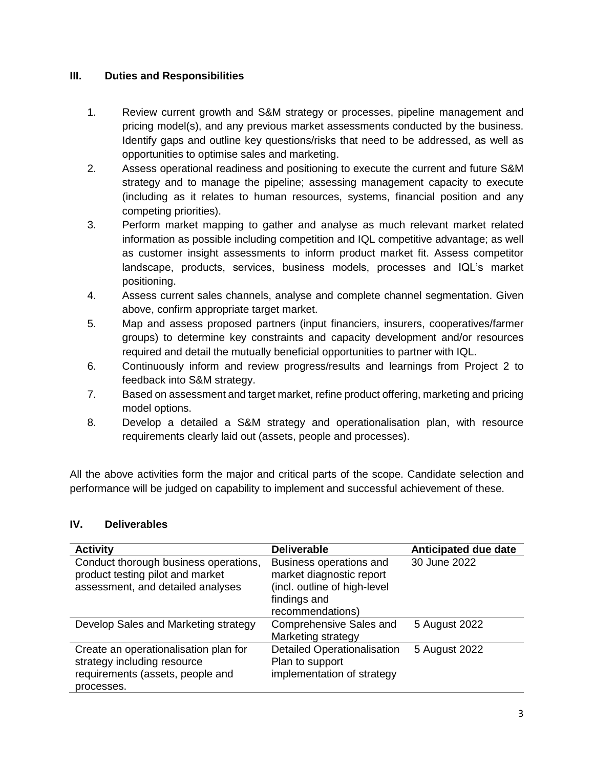## III. Duties and Responsibilities

1. Review current growth and S&M strategy or processes, pipeline management and pricing model(s), and any previous market assessments conducted by the business. Identify gaps and outline key questions/risks that need to be addressed, as well as opportunities to optimise sales and marketing.
2. Assess operational readiness and positioning to execute the current and future S&M strategy and to manage the pipeline; assessing management capacity to execute (including as it relates to human resources, systems, financial position and any competing priorities).
3. Perform market mapping to gather and analyse as much relevant market related information as possible including competition and IQL competitive advantage; as well as customer insight assessments to inform product market fit. Assess competitor landscape, products, services, business models, processes and IQL's market positioning.
4. Assess current sales channels, analyse and complete channel segmentation. Given above, confirm appropriate target market.
5. Map and assess proposed partners (input financiers, insurers, cooperatives/farmer groups) to determine key constraints and capacity development and/or resources required and detail the mutually beneficial opportunities to partner with IQL.
6. Continuously inform and review progress/results and learnings from Project 2 to feedback into S&M strategy.
7. Based on assessment and target market, refine product offering, marketing and pricing model options.
8. Develop a detailed a S&M strategy and operationalisation plan, with resource requirements clearly laid out (assets, people and processes).

All the above activities form the major and critical parts of the scope. Candidate selection and performance will be judged on capability to implement and successful achievement of these.

## IV. Deliverables

| Activity | Deliverable | Anticipated due date |
|---|---|---|
| Conduct thorough business operations, product testing pilot and market assessment, and detailed analyses | Business operations and market diagnostic report (incl. outline of high-level findings and recommendations) | 30 June 2022 |
| Develop Sales and Marketing strategy | Comprehensive Sales and Marketing strategy | 5 August 2022 |
| Create an operationalisation plan for strategy including resource requirements (assets, people and processes. | Detailed Operationalisation Plan to support implementation of strategy | 5 August 2022 |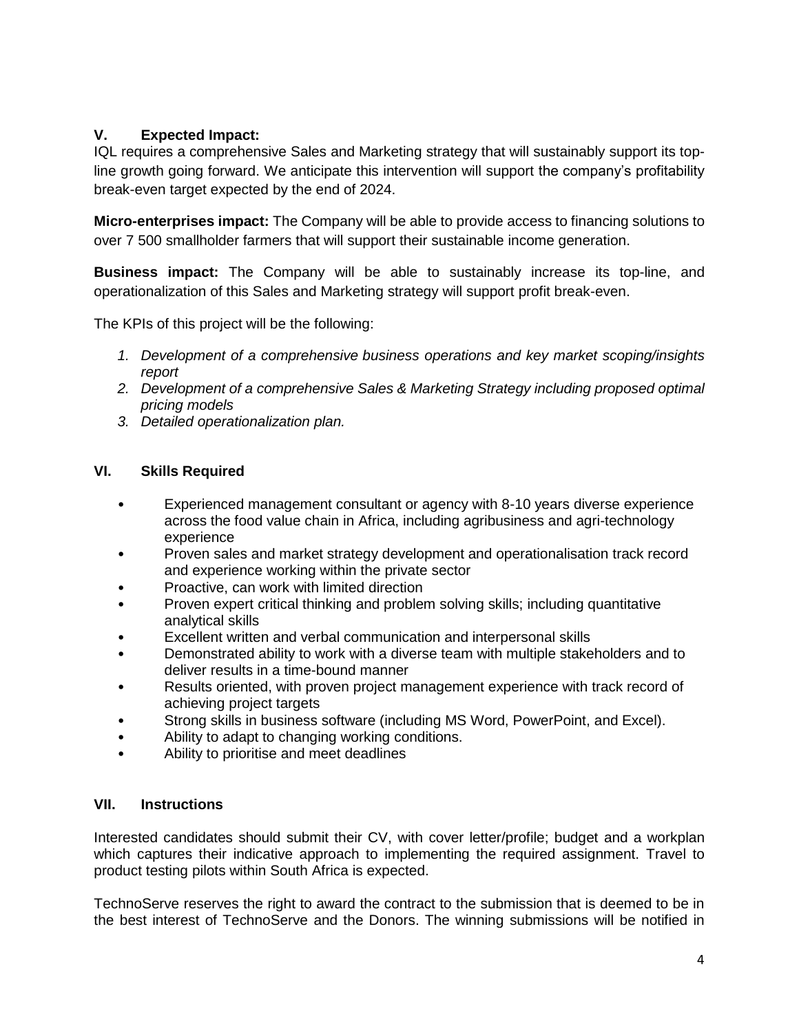## V. Expected Impact:

IQL requires a comprehensive Sales and Marketing strategy that will sustainably support its top-line growth going forward. We anticipate this intervention will support the company's profitability break-even target expected by the end of 2024.

**Micro-enterprises impact:** The Company will be able to provide access to financing solutions to over 7 500 smallholder farmers that will support their sustainable income generation.

**Business impact:** The Company will be able to sustainably increase its top-line, and operationalization of this Sales and Marketing strategy will support profit break-even.

The KPIs of this project will be the following:

1. *Development of a comprehensive business operations and key market scoping/insights report*
2. *Development of a comprehensive Sales & Marketing Strategy including proposed optimal pricing models*
3. *Detailed operationalization plan.*

## VI. Skills Required

- Experienced management consultant or agency with 8-10 years diverse experience across the food value chain in Africa, including agribusiness and agri-technology experience
- Proven sales and market strategy development and operationalisation track record and experience working within the private sector
- Proactive, can work with limited direction
- Proven expert critical thinking and problem solving skills; including quantitative analytical skills
- Excellent written and verbal communication and interpersonal skills
- Demonstrated ability to work with a diverse team with multiple stakeholders and to deliver results in a time-bound manner
- Results oriented, with proven project management experience with track record of achieving project targets
- Strong skills in business software (including MS Word, PowerPoint, and Excel).
- Ability to adapt to changing working conditions.
- Ability to prioritise and meet deadlines

## VII. Instructions

Interested candidates should submit their CV, with cover letter/profile; budget and a workplan which captures their indicative approach to implementing the required assignment. Travel to product testing pilots within South Africa is expected.

TechnoServe reserves the right to award the contract to the submission that is deemed to be in the best interest of TechnoServe and the Donors. The winning submissions will be notified in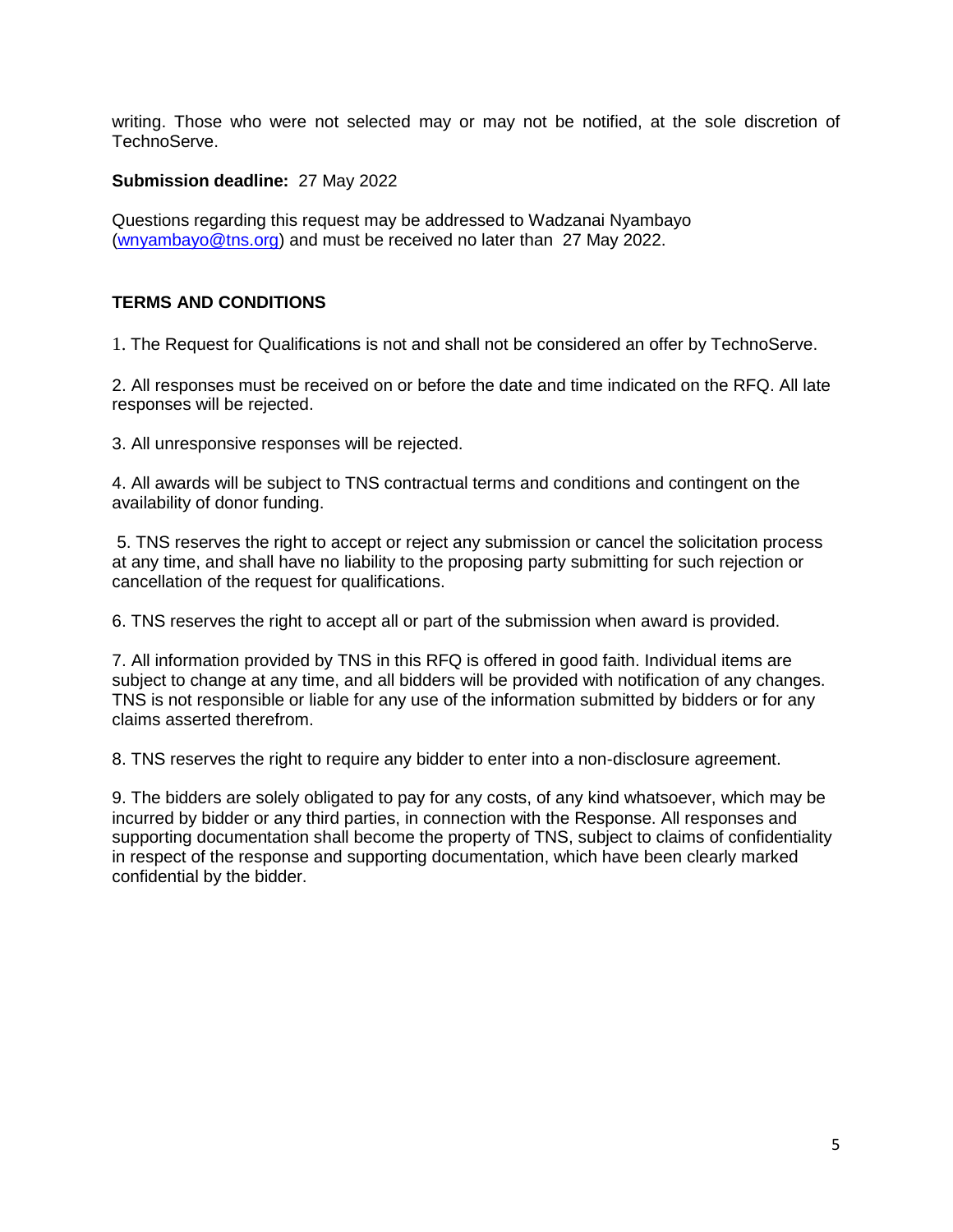writing. Those who were not selected may or may not be notified, at the sole discretion of TechnoServe.

**Submission deadline:** 27 May 2022

Questions regarding this request may be addressed to Wadzanai Nyambayo (wnyambayo@tns.org) and must be received no later than 27 May 2022.

**TERMS AND CONDITIONS**

1. The Request for Qualifications is not and shall not be considered an offer by TechnoServe.

2. All responses must be received on or before the date and time indicated on the RFQ. All late responses will be rejected.

3. All unresponsive responses will be rejected.

4. All awards will be subject to TNS contractual terms and conditions and contingent on the availability of donor funding.

5. TNS reserves the right to accept or reject any submission or cancel the solicitation process at any time, and shall have no liability to the proposing party submitting for such rejection or cancellation of the request for qualifications.

6. TNS reserves the right to accept all or part of the submission when award is provided.

7. All information provided by TNS in this RFQ is offered in good faith. Individual items are subject to change at any time, and all bidders will be provided with notification of any changes. TNS is not responsible or liable for any use of the information submitted by bidders or for any claims asserted therefrom.

8. TNS reserves the right to require any bidder to enter into a non-disclosure agreement.

9. The bidders are solely obligated to pay for any costs, of any kind whatsoever, which may be incurred by bidder or any third parties, in connection with the Response. All responses and supporting documentation shall become the property of TNS, subject to claims of confidentiality in respect of the response and supporting documentation, which have been clearly marked confidential by the bidder.